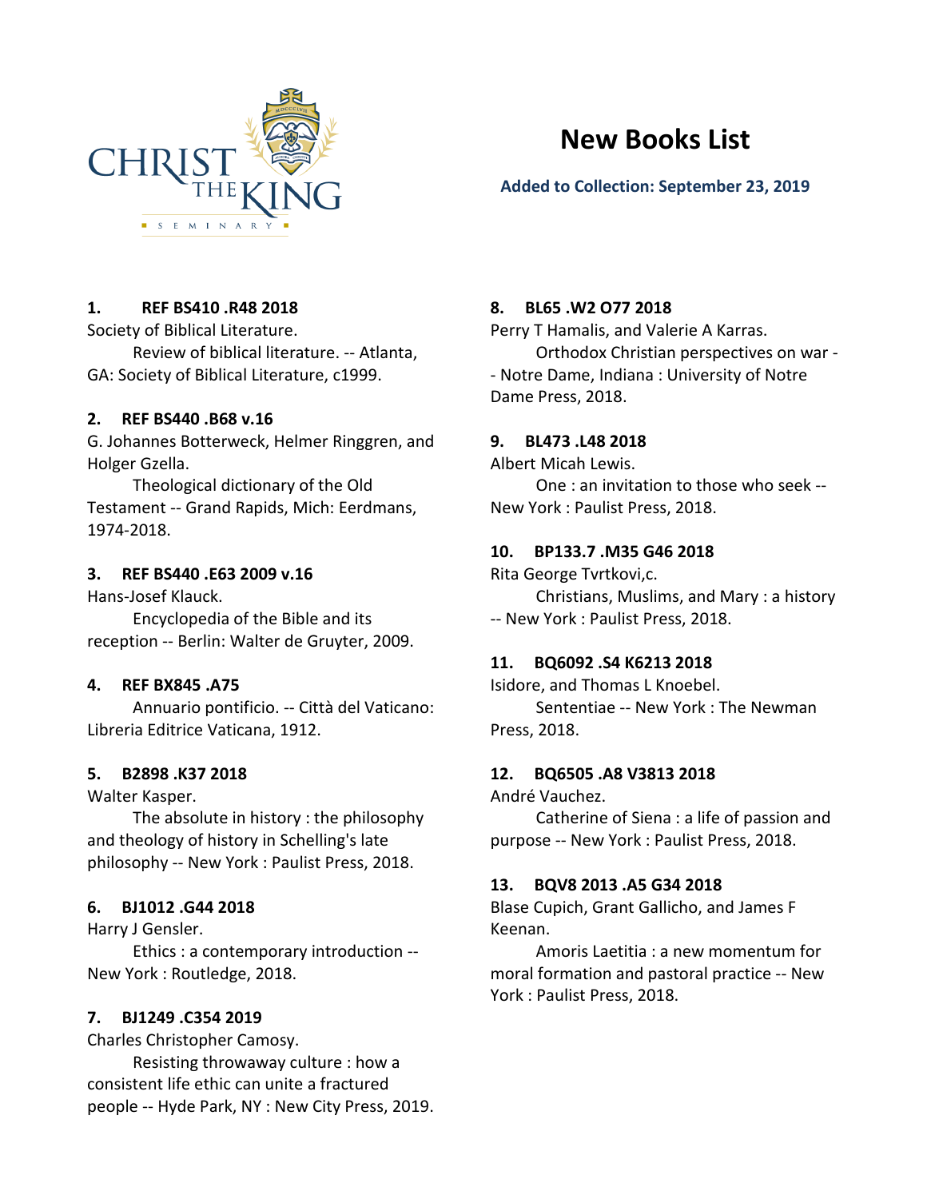CHRIST THE KING SEMINARY

# New Books List

**Added to Collection: September 23, 2019**

**1. REF BS410 .R48 2018**
Society of Biblical Literature.
Review of biblical literature. -- Atlanta, GA: Society of Biblical Literature, c1999.

**2. REF BS440 .B68 v.16**
G. Johannes Botterweck, Helmer Ringgren, and Holger Gzella.
Theological dictionary of the Old Testament -- Grand Rapids, Mich: Eerdmans, 1974-2018.

**3. REF BS440 .E63 2009 v.16**
Hans-Josef Klauck.
Encyclopedia of the Bible and its reception -- Berlin: Walter de Gruyter, 2009.

**4. REF BX845 .A75**
Annuario pontificio. -- Città del Vaticano: Libreria Editrice Vaticana, 1912.

**5. B2898 .K37 2018**
Walter Kasper.
The absolute in history : the philosophy and theology of history in Schelling's late philosophy -- New York : Paulist Press, 2018.

**6. BJ1012 .G44 2018**
Harry J Gensler.
Ethics : a contemporary introduction -- New York : Routledge, 2018.

**7. BJ1249 .C354 2019**
Charles Christopher Camosy.
Resisting throwaway culture : how a consistent life ethic can unite a fractured people -- Hyde Park, NY : New City Press, 2019.

**8. BL65 .W2 O77 2018**
Perry T Hamalis, and Valerie A Karras.
Orthodox Christian perspectives on war -- Notre Dame, Indiana : University of Notre Dame Press, 2018.

**9. BL473 .L48 2018**
Albert Micah Lewis.
One : an invitation to those who seek -- New York : Paulist Press, 2018.

**10. BP133.7 .M35 G46 2018**
Rita George Tvrtkovi,c.
Christians, Muslims, and Mary : a history -- New York : Paulist Press, 2018.

**11. BQ6092 .S4 K6213 2018**
Isidore, and Thomas L Knoebel.
Sententiae -- New York : The Newman Press, 2018.

**12. BQ6505 .A8 V3813 2018**
André Vauchez.
Catherine of Siena : a life of passion and purpose -- New York : Paulist Press, 2018.

**13. BQV8 2013 .A5 G34 2018**
Blase Cupich, Grant Gallicho, and James F Keenan.
Amoris Laetitia : a new momentum for moral formation and pastoral practice -- New York : Paulist Press, 2018.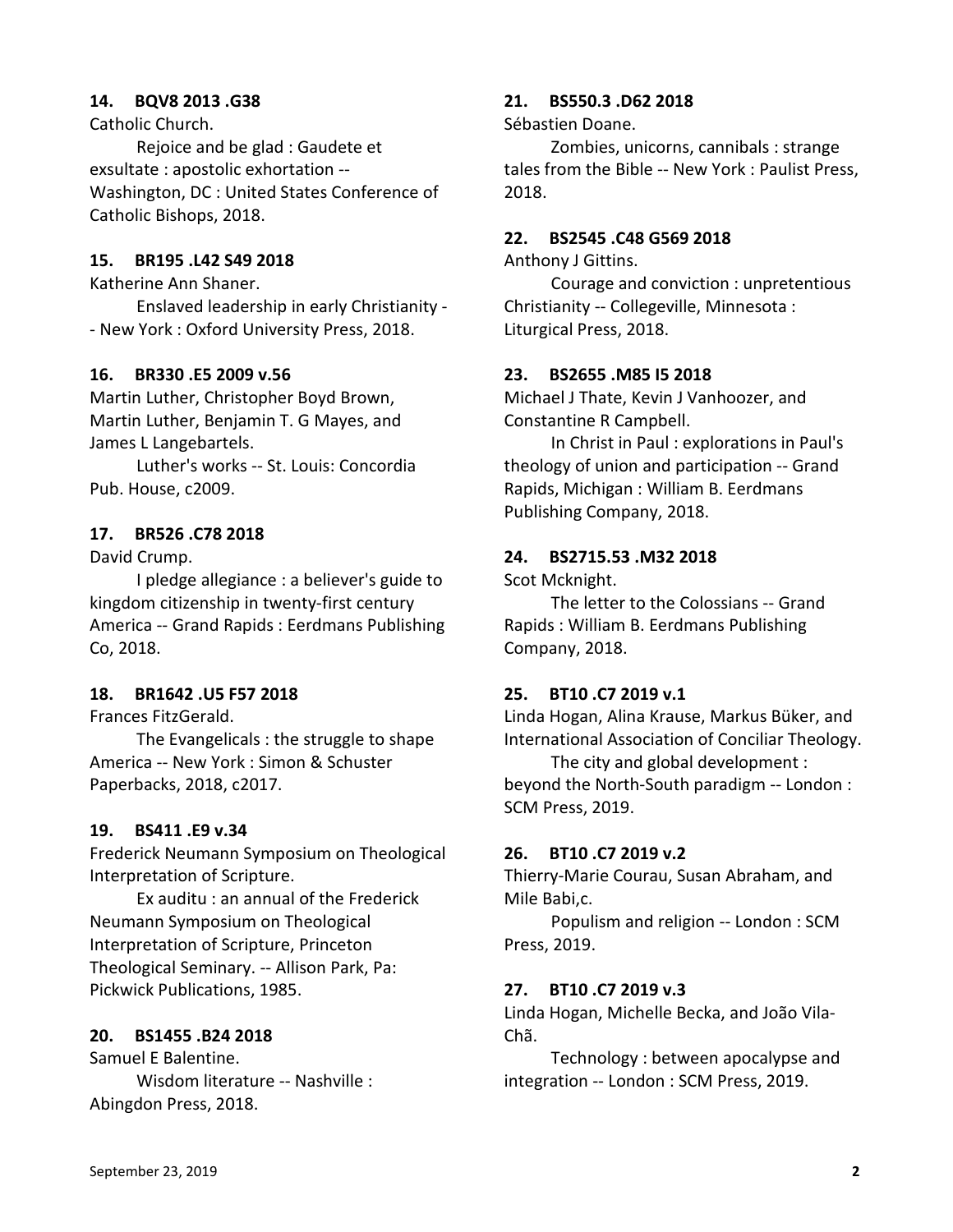**14. BQV8 2013 .G38**

Catholic Church.

Rejoice and be glad : Gaudete et exsultate : apostolic exhortation -- Washington, DC : United States Conference of Catholic Bishops, 2018.

**15. BR195 .L42 S49 2018**

Katherine Ann Shaner.

Enslaved leadership in early Christianity -- New York : Oxford University Press, 2018.

**16. BR330 .E5 2009 v.56**

Martin Luther, Christopher Boyd Brown, Martin Luther, Benjamin T. G Mayes, and James L Langebartels.

Luther's works -- St. Louis: Concordia Pub. House, c2009.

**17. BR526 .C78 2018**

David Crump.

I pledge allegiance : a believer's guide to kingdom citizenship in twenty-first century America -- Grand Rapids : Eerdmans Publishing Co, 2018.

**18. BR1642 .U5 F57 2018**

Frances FitzGerald.

The Evangelicals : the struggle to shape America -- New York : Simon & Schuster Paperbacks, 2018, c2017.

**19. BS411 .E9 v.34**

Frederick Neumann Symposium on Theological Interpretation of Scripture.

Ex auditu : an annual of the Frederick Neumann Symposium on Theological Interpretation of Scripture, Princeton Theological Seminary. -- Allison Park, Pa: Pickwick Publications, 1985.

**20. BS1455 .B24 2018**

Samuel E Balentine.

Wisdom literature -- Nashville : Abingdon Press, 2018.

**21. BS550.3 .D62 2018**

Sébastien Doane.

Zombies, unicorns, cannibals : strange tales from the Bible -- New York : Paulist Press, 2018.

**22. BS2545 .C48 G569 2018**

Anthony J Gittins.

Courage and conviction : unpretentious Christianity -- Collegeville, Minnesota : Liturgical Press, 2018.

**23. BS2655 .M85 I5 2018**

Michael J Thate, Kevin J Vanhoozer, and Constantine R Campbell.

In Christ in Paul : explorations in Paul's theology of union and participation -- Grand Rapids, Michigan : William B. Eerdmans Publishing Company, 2018.

**24. BS2715.53 .M32 2018**

Scot Mcknight.

The letter to the Colossians -- Grand Rapids : William B. Eerdmans Publishing Company, 2018.

**25. BT10 .C7 2019 v.1**

Linda Hogan, Alina Krause, Markus Büker, and International Association of Conciliar Theology.

The city and global development : beyond the North-South paradigm -- London : SCM Press, 2019.

**26. BT10 .C7 2019 v.2**

Thierry-Marie Courau, Susan Abraham, and Mile Babi,c.

Populism and religion -- London : SCM Press, 2019.

**27. BT10 .C7 2019 v.3**

Linda Hogan, Michelle Becka, and João Vila-Chã.

Technology : between apocalypse and integration -- London : SCM Press, 2019.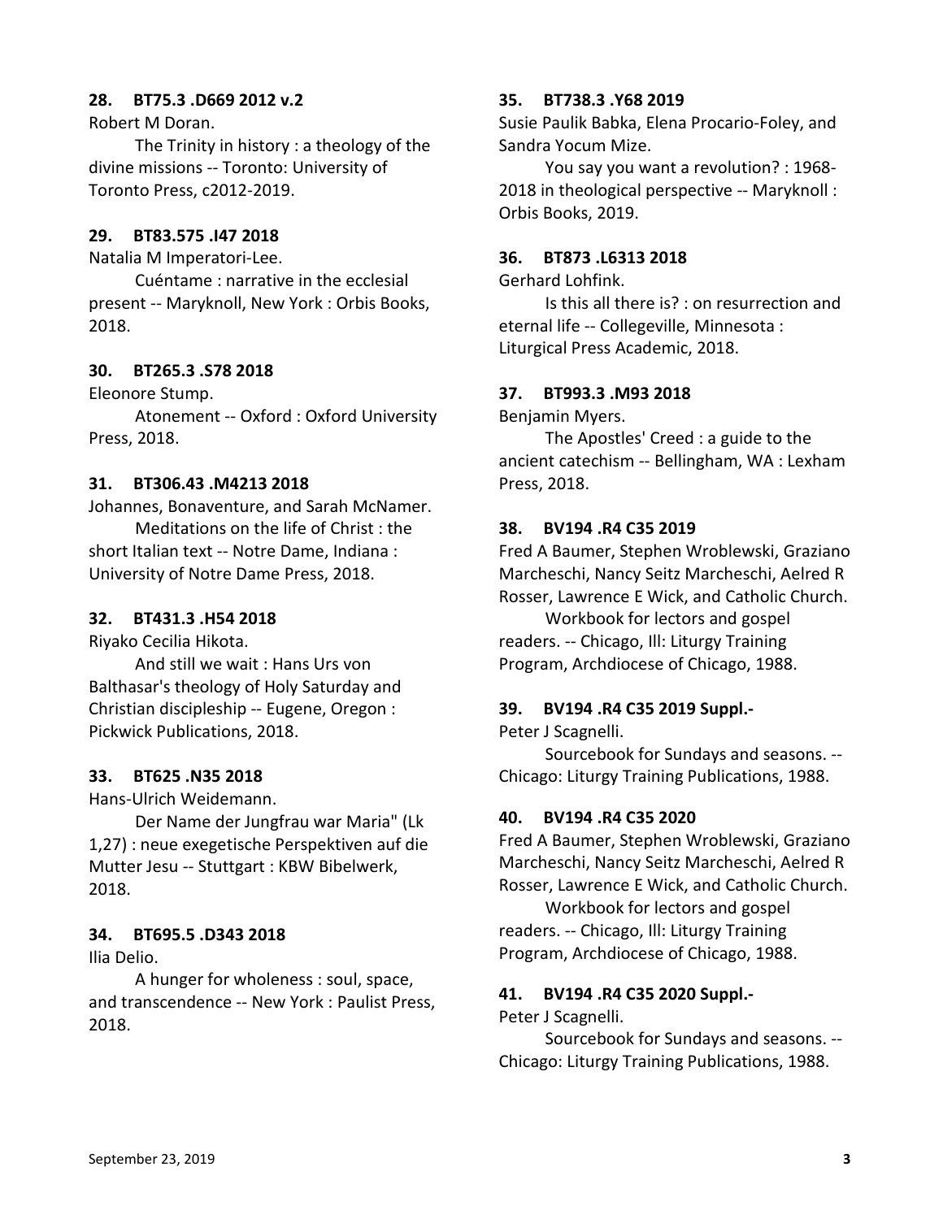**28. BT75.3 .D669 2012 v.2**

Robert M Doran.

The Trinity in history : a theology of the divine missions -- Toronto: University of Toronto Press, c2012-2019.

**29. BT83.575 .I47 2018**

Natalia M Imperatori-Lee.

Cuéntame : narrative in the ecclesial present -- Maryknoll, New York : Orbis Books, 2018.

**30. BT265.3 .S78 2018**

Eleonore Stump.

Atonement -- Oxford : Oxford University Press, 2018.

**31. BT306.43 .M4213 2018**

Johannes, Bonaventure, and Sarah McNamer.

Meditations on the life of Christ : the short Italian text -- Notre Dame, Indiana : University of Notre Dame Press, 2018.

**32. BT431.3 .H54 2018**

Riyako Cecilia Hikota.

And still we wait : Hans Urs von Balthasar's theology of Holy Saturday and Christian discipleship -- Eugene, Oregon : Pickwick Publications, 2018.

**33. BT625 .N35 2018**

Hans-Ulrich Weidemann.

Der Name der Jungfrau war Maria" (Lk 1,27) : neue exegetische Perspektiven auf die Mutter Jesu -- Stuttgart : KBW Bibelwerk, 2018.

**34. BT695.5 .D343 2018**

Ilia Delio.

A hunger for wholeness : soul, space, and transcendence -- New York : Paulist Press, 2018.

**35. BT738.3 .Y68 2019**

Susie Paulik Babka, Elena Procario-Foley, and Sandra Yocum Mize.

You say you want a revolution? : 1968-2018 in theological perspective -- Maryknoll : Orbis Books, 2019.

**36. BT873 .L6313 2018**

Gerhard Lohfink.

Is this all there is? : on resurrection and eternal life -- Collegeville, Minnesota : Liturgical Press Academic, 2018.

**37. BT993.3 .M93 2018**

Benjamin Myers.

The Apostles' Creed : a guide to the ancient catechism -- Bellingham, WA : Lexham Press, 2018.

**38. BV194 .R4 C35 2019**

Fred A Baumer, Stephen Wroblewski, Graziano Marcheschi, Nancy Seitz Marcheschi, Aelred R Rosser, Lawrence E Wick, and Catholic Church.

Workbook for lectors and gospel readers. -- Chicago, Ill: Liturgy Training Program, Archdiocese of Chicago, 1988.

**39. BV194 .R4 C35 2019 Suppl.-**

Peter J Scagnelli.

Sourcebook for Sundays and seasons. -- Chicago: Liturgy Training Publications, 1988.

**40. BV194 .R4 C35 2020**

Fred A Baumer, Stephen Wroblewski, Graziano Marcheschi, Nancy Seitz Marcheschi, Aelred R Rosser, Lawrence E Wick, and Catholic Church.

Workbook for lectors and gospel readers. -- Chicago, Ill: Liturgy Training Program, Archdiocese of Chicago, 1988.

**41. BV194 .R4 C35 2020 Suppl.-**

Peter J Scagnelli.

Sourcebook for Sundays and seasons. -- Chicago: Liturgy Training Publications, 1988.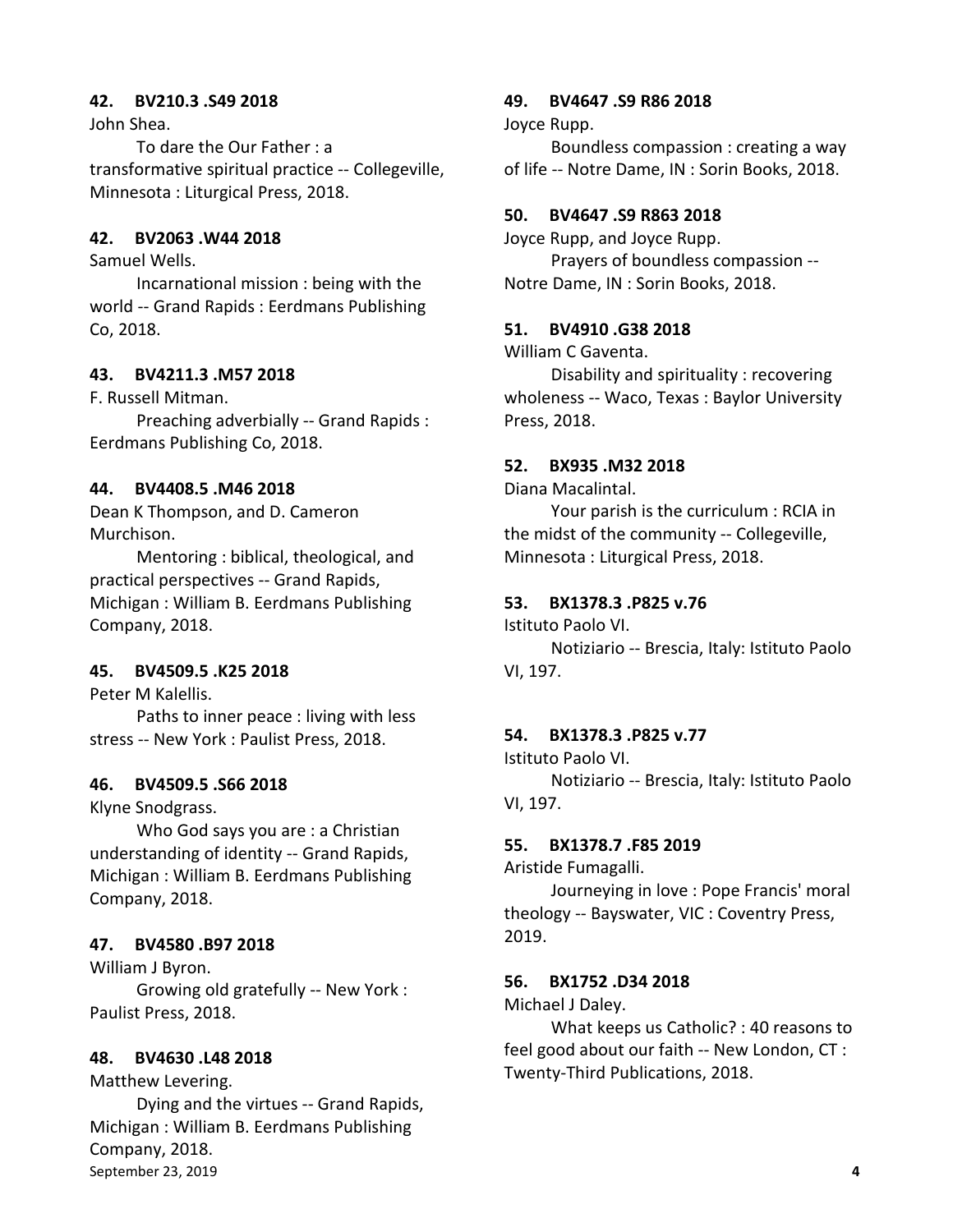**42. BV210.3 .S49 2018**

John Shea.

To dare the Our Father : a transformative spiritual practice -- Collegeville, Minnesota : Liturgical Press, 2018.

**42. BV2063 .W44 2018**

Samuel Wells.

Incarnational mission : being with the world -- Grand Rapids : Eerdmans Publishing Co, 2018.

**43. BV4211.3 .M57 2018**

F. Russell Mitman.

Preaching adverbially -- Grand Rapids : Eerdmans Publishing Co, 2018.

**44. BV4408.5 .M46 2018**

Dean K Thompson, and D. Cameron Murchison.

Mentoring : biblical, theological, and practical perspectives -- Grand Rapids, Michigan : William B. Eerdmans Publishing Company, 2018.

**45. BV4509.5 .K25 2018**

Peter M Kalellis.

Paths to inner peace : living with less stress -- New York : Paulist Press, 2018.

**46. BV4509.5 .S66 2018**

Klyne Snodgrass.

Who God says you are : a Christian understanding of identity -- Grand Rapids, Michigan : William B. Eerdmans Publishing Company, 2018.

**47. BV4580 .B97 2018**

William J Byron.

Growing old gratefully -- New York : Paulist Press, 2018.

**48. BV4630 .L48 2018**

Matthew Levering.

Dying and the virtues -- Grand Rapids, Michigan : William B. Eerdmans Publishing Company, 2018.

**49. BV4647 .S9 R86 2018**

Joyce Rupp.

Boundless compassion : creating a way of life -- Notre Dame, IN : Sorin Books, 2018.

**50. BV4647 .S9 R863 2018**

Joyce Rupp, and Joyce Rupp.

Prayers of boundless compassion -- Notre Dame, IN : Sorin Books, 2018.

**51. BV4910 .G38 2018**

William C Gaventa.

Disability and spirituality : recovering wholeness -- Waco, Texas : Baylor University Press, 2018.

**52. BX935 .M32 2018**

Diana Macalintal.

Your parish is the curriculum : RCIA in the midst of the community -- Collegeville, Minnesota : Liturgical Press, 2018.

**53. BX1378.3 .P825 v.76**

Istituto Paolo VI.

Notiziario -- Brescia, Italy: Istituto Paolo VI, 197.

**54. BX1378.3 .P825 v.77**

Istituto Paolo VI.

Notiziario -- Brescia, Italy: Istituto Paolo VI, 197.

**55. BX1378.7 .F85 2019**

Aristide Fumagalli.

Journeying in love : Pope Francis' moral theology -- Bayswater, VIC : Coventry Press, 2019.

**56. BX1752 .D34 2018**

Michael J Daley.

What keeps us Catholic? : 40 reasons to feel good about our faith -- New London, CT : Twenty-Third Publications, 2018.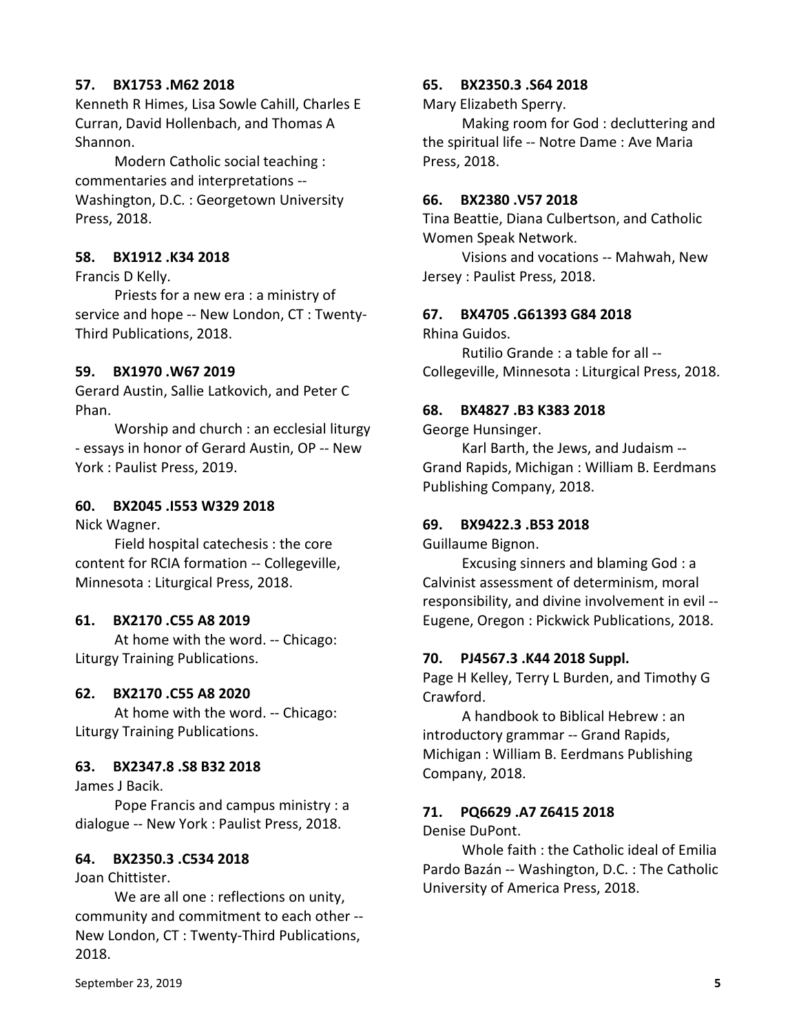**57. BX1753 .M62 2018**
Kenneth R Himes, Lisa Sowle Cahill, Charles E Curran, David Hollenbach, and Thomas A Shannon.
Modern Catholic social teaching : commentaries and interpretations -- Washington, D.C. : Georgetown University Press, 2018.

**58. BX1912 .K34 2018**
Francis D Kelly.
Priests for a new era : a ministry of service and hope -- New London, CT : Twenty-Third Publications, 2018.

**59. BX1970 .W67 2019**
Gerard Austin, Sallie Latkovich, and Peter C Phan.
Worship and church : an ecclesial liturgy - essays in honor of Gerard Austin, OP -- New York : Paulist Press, 2019.

**60. BX2045 .I553 W329 2018**
Nick Wagner.
Field hospital catechesis : the core content for RCIA formation -- Collegeville, Minnesota : Liturgical Press, 2018.

**61. BX2170 .C55 A8 2019**
At home with the word. -- Chicago: Liturgy Training Publications.

**62. BX2170 .C55 A8 2020**
At home with the word. -- Chicago: Liturgy Training Publications.

**63. BX2347.8 .S8 B32 2018**
James J Bacik.
Pope Francis and campus ministry : a dialogue -- New York : Paulist Press, 2018.

**64. BX2350.3 .C534 2018**
Joan Chittister.
We are all one : reflections on unity, community and commitment to each other -- New London, CT : Twenty-Third Publications, 2018.

**65. BX2350.3 .S64 2018**
Mary Elizabeth Sperry.
Making room for God : decluttering and the spiritual life -- Notre Dame : Ave Maria Press, 2018.

**66. BX2380 .V57 2018**
Tina Beattie, Diana Culbertson, and Catholic Women Speak Network.
Visions and vocations -- Mahwah, New Jersey : Paulist Press, 2018.

**67. BX4705 .G61393 G84 2018**
Rhina Guidos.
Rutilio Grande : a table for all -- Collegeville, Minnesota : Liturgical Press, 2018.

**68. BX4827 .B3 K383 2018**
George Hunsinger.
Karl Barth, the Jews, and Judaism -- Grand Rapids, Michigan : William B. Eerdmans Publishing Company, 2018.

**69. BX9422.3 .B53 2018**
Guillaume Bignon.
Excusing sinners and blaming God : a Calvinist assessment of determinism, moral responsibility, and divine involvement in evil -- Eugene, Oregon : Pickwick Publications, 2018.

**70. PJ4567.3 .K44 2018 Suppl.**
Page H Kelley, Terry L Burden, and Timothy G Crawford.
A handbook to Biblical Hebrew : an introductory grammar -- Grand Rapids, Michigan : William B. Eerdmans Publishing Company, 2018.

**71. PQ6629 .A7 Z6415 2018**
Denise DuPont.
Whole faith : the Catholic ideal of Emilia Pardo Bazán -- Washington, D.C. : The Catholic University of America Press, 2018.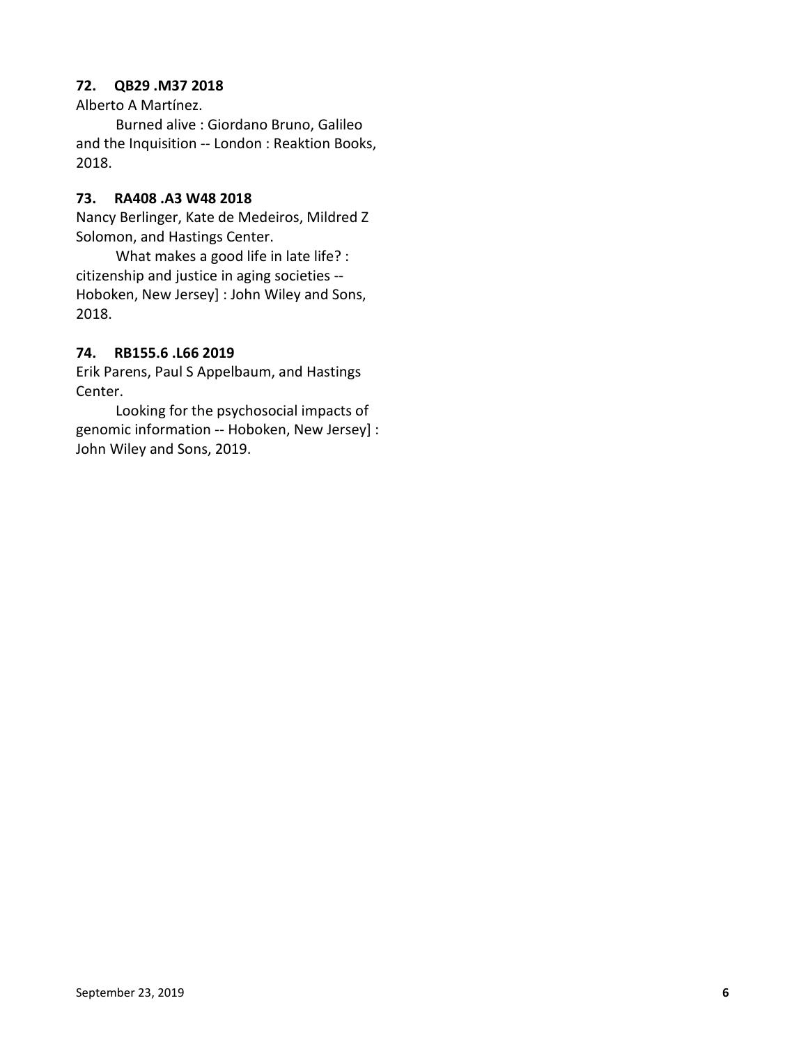**72. QB29 .M37 2018**

Alberto A Martínez.

Burned alive : Giordano Bruno, Galileo and the Inquisition -- London : Reaktion Books, 2018.

**73. RA408 .A3 W48 2018**

Nancy Berlinger, Kate de Medeiros, Mildred Z Solomon, and Hastings Center.

What makes a good life in late life? : citizenship and justice in aging societies -- Hoboken, New Jersey] : John Wiley and Sons, 2018.

**74. RB155.6 .L66 2019**

Erik Parens, Paul S Appelbaum, and Hastings Center.

Looking for the psychosocial impacts of genomic information -- Hoboken, New Jersey] : John Wiley and Sons, 2019.